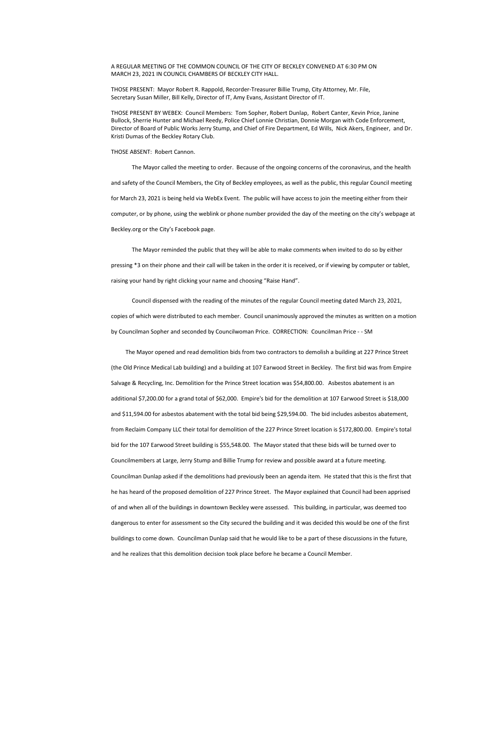A REGULAR MEETING OF THE COMMON COUNCIL OF THE CITY OF BECKLEY CONVENED AT 6:30 PM ON MARCH 23, 2021 IN COUNCIL CHAMBERS OF BECKLEY CITY HALL.

THOSE PRESENT: Mayor Robert R. Rappold, Recorder-Treasurer Billie Trump, City Attorney, Mr. File, Secretary Susan Miller, Bill Kelly, Director of IT, Amy Evans, Assistant Director of IT.

THOSE PRESENT BY WEBEX: Council Members: Tom Sopher, Robert Dunlap, Robert Canter, Kevin Price, Janine Bullock, Sherrie Hunter and Michael Reedy, Police Chief Lonnie Christian, Donnie Morgan with Code Enforcement, Director of Board of Public Works Jerry Stump, and Chief of Fire Department, Ed Wills, Nick Akers, Engineer, and Dr. Kristi Dumas of the Beckley Rotary Club.

THOSE ABSENT: Robert Cannon.

The Mayor called the meeting to order. Because of the ongoing concerns of the coronavirus, and the health and safety of the Council Members, the City of Beckley employees, as well as the public, this regular Council meeting for March 23, 2021 is being held via WebEx Event. The public will have access to join the meeting either from their computer, or by phone, using the weblink or phone number provided the day of the meeting on the city's webpage at Beckley.org or the City's Facebook page.

The Mayor reminded the public that they will be able to make comments when invited to do so by either pressing *3 on their phone and their call will be taken in the order it is received, or if viewing by computer or tablet, raising your hand by right clicking your name and choosing "Raise Hand".

Council dispensed with the reading of the minutes of the regular Council meeting dated March 23, 2021, copies of which were distributed to each member. Council unanimously approved the minutes as written on a motion by Councilman Sopher and seconded by Councilwoman Price. CORRECTION: Councilman Price - - SM

The Mayor opened and read demolition bids from two contractors to demolish a building at 227 Prince Street (the Old Prince Medical Lab building) and a building at 107 Earwood Street in Beckley. The first bid was from Empire Salvage & Recycling, Inc. Demolition for the Prince Street location was $54,800.00. Asbestos abatement is an additional $7,200.00 for a grand total of $62,000. Empire's bid for the demolition at 107 Earwood Street is $18,000 and $11,594.00 for asbestos abatement with the total bid being $29,594.00. The bid includes asbestos abatement, from Reclaim Company LLC their total for demolition of the 227 Prince Street location is $172,800.00. Empire's total bid for the 107 Earwood Street building is $55,548.00. The Mayor stated that these bids will be turned over to Councilmembers at Large, Jerry Stump and Billie Trump for review and possible award at a future meeting. Councilman Dunlap asked if the demolitions had previously been an agenda item. He stated that this is the first that he has heard of the proposed demolition of 227 Prince Street. The Mayor explained that Council had been apprised of and when all of the buildings in downtown Beckley were assessed. This building, in particular, was deemed too dangerous to enter for assessment so the City secured the building and it was decided this would be one of the first buildings to come down. Councilman Dunlap said that he would like to be a part of these discussions in the future, and he realizes that this demolition decision took place before he became a Council Member.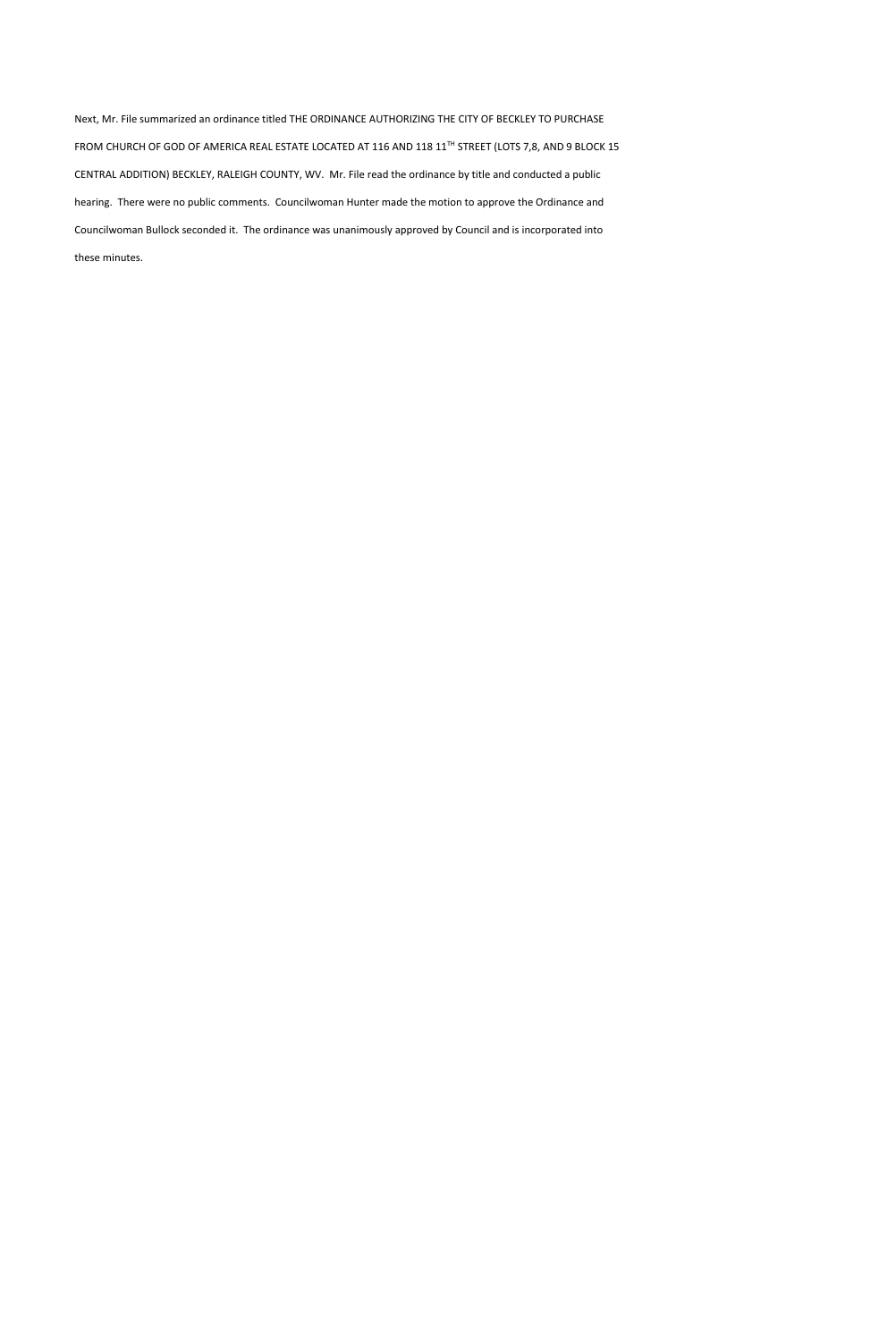Next, Mr. File summarized an ordinance titled THE ORDINANCE AUTHORIZING THE CITY OF BECKLEY TO PURCHASE FROM CHURCH OF GOD OF AMERICA REAL ESTATE LOCATED AT 116 AND 118 11TH STREET (LOTS 7,8, AND 9 BLOCK 15 CENTRAL ADDITION) BECKLEY, RALEIGH COUNTY, WV. Mr. File read the ordinance by title and conducted a public hearing. There were no public comments. Councilwoman Hunter made the motion to approve the Ordinance and Councilwoman Bullock seconded it. The ordinance was unanimously approved by Council and is incorporated into these minutes.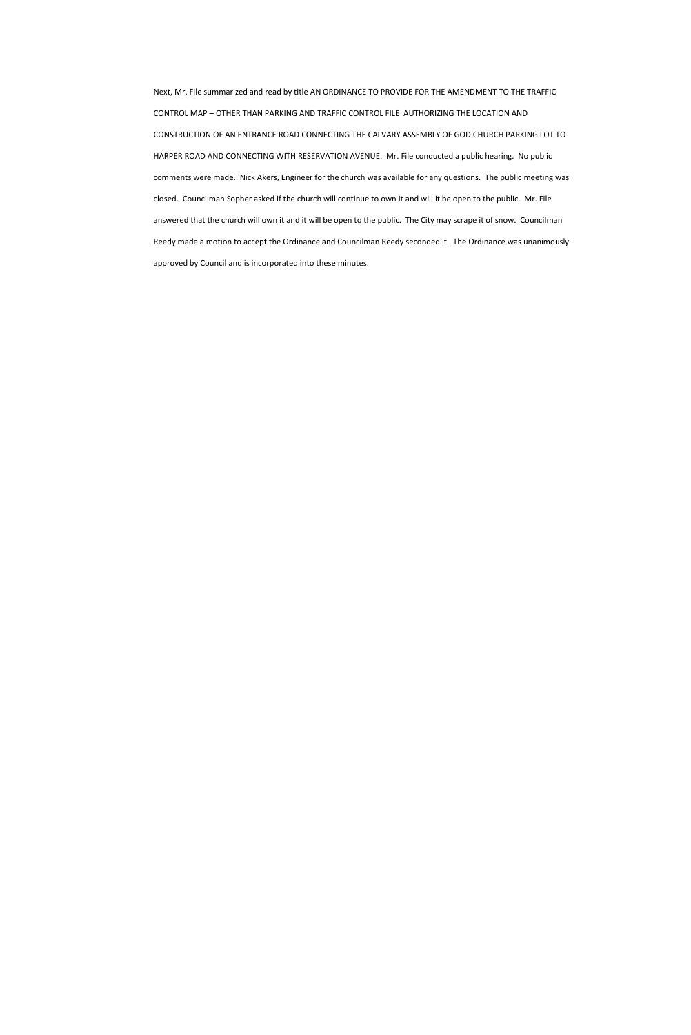Next, Mr. File summarized and read by title AN ORDINANCE TO PROVIDE FOR THE AMENDMENT TO THE TRAFFIC CONTROL MAP – OTHER THAN PARKING AND TRAFFIC CONTROL FILE AUTHORIZING THE LOCATION AND CONSTRUCTION OF AN ENTRANCE ROAD CONNECTING THE CALVARY ASSEMBLY OF GOD CHURCH PARKING LOT TO HARPER ROAD AND CONNECTING WITH RESERVATION AVENUE. Mr. File conducted a public hearing. No public comments were made. Nick Akers, Engineer for the church was available for any questions. The public meeting was closed. Councilman Sopher asked if the church will continue to own it and will it be open to the public. Mr. File answered that the church will own it and it will be open to the public. The City may scrape it of snow. Councilman Reedy made a motion to accept the Ordinance and Councilman Reedy seconded it. The Ordinance was unanimously approved by Council and is incorporated into these minutes.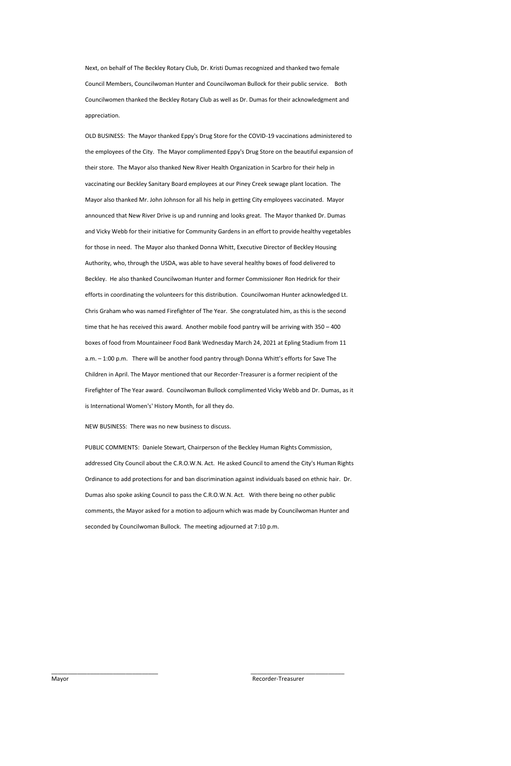Next, on behalf of The Beckley Rotary Club, Dr. Kristi Dumas recognized and thanked two female Council Members, Councilwoman Hunter and Councilwoman Bullock for their public service. Both Councilwomen thanked the Beckley Rotary Club as well as Dr. Dumas for their acknowledgment and appreciation.

OLD BUSINESS: The Mayor thanked Eppy's Drug Store for the COVID-19 vaccinations administered to the employees of the City. The Mayor complimented Eppy's Drug Store on the beautiful expansion of their store. The Mayor also thanked New River Health Organization in Scarbro for their help in vaccinating our Beckley Sanitary Board employees at our Piney Creek sewage plant location. The Mayor also thanked Mr. John Johnson for all his help in getting City employees vaccinated. Mayor announced that New River Drive is up and running and looks great. The Mayor thanked Dr. Dumas and Vicky Webb for their initiative for Community Gardens in an effort to provide healthy vegetables for those in need. The Mayor also thanked Donna Whitt, Executive Director of Beckley Housing Authority, who, through the USDA, was able to have several healthy boxes of food delivered to Beckley. He also thanked Councilwoman Hunter and former Commissioner Ron Hedrick for their efforts in coordinating the volunteers for this distribution. Councilwoman Hunter acknowledged Lt. Chris Graham who was named Firefighter of The Year. She congratulated him, as this is the second time that he has received this award. Another mobile food pantry will be arriving with 350 – 400 boxes of food from Mountaineer Food Bank Wednesday March 24, 2021 at Epling Stadium from 11 a.m. – 1:00 p.m. There will be another food pantry through Donna Whitt's efforts for Save The Children in April. The Mayor mentioned that our Recorder-Treasurer is a former recipient of the Firefighter of The Year award. Councilwoman Bullock complimented Vicky Webb and Dr. Dumas, as it is International Women's' History Month, for all they do.

NEW BUSINESS: There was no new business to discuss.

PUBLIC COMMENTS: Daniele Stewart, Chairperson of the Beckley Human Rights Commission, addressed City Council about the C.R.O.W.N. Act. He asked Council to amend the City's Human Rights Ordinance to add protections for and ban discrimination against individuals based on ethnic hair. Dr. Dumas also spoke asking Council to pass the C.R.O.W.N. Act. With there being no other public comments, the Mayor asked for a motion to adjourn which was made by Councilwoman Hunter and seconded by Councilwoman Bullock. The meeting adjourned at 7:10 p.m.

\_\_\_\_\_\_\_\_\_\_\_\_\_\_\_\_\_\_\_\_\_\_\_\_\_\_\_\_\_\_\_\_\_
Mayor

\_\_\_\_\_\_\_\_\_\_\_\_\_\_\_\_\_\_\_\_\_\_\_\_\_\_\_\_\_\_
Recorder-Treasurer